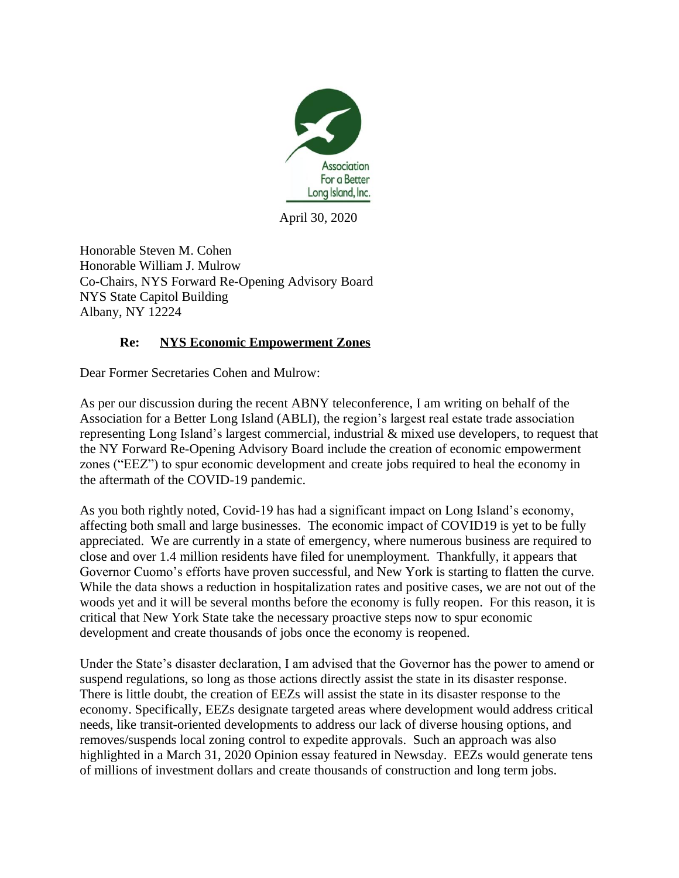Association
For a Better
Long Island, Inc.

April 30, 2020

Honorable Steven M. Cohen
Honorable William J. Mulrow
Co-Chairs, NYS Forward Re-Opening Advisory Board
NYS State Capitol Building
Albany, NY 12224

**Re: <u>NYS Economic Empowerment Zones</u>**

Dear Former Secretaries Cohen and Mulrow:

As per our discussion during the recent ABNY teleconference, I am writing on behalf of the Association for a Better Long Island (ABLI), the region's largest real estate trade association representing Long Island's largest commercial, industrial & mixed use developers, to request that the NY Forward Re-Opening Advisory Board include the creation of economic empowerment zones ("EEZ") to spur economic development and create jobs required to heal the economy in the aftermath of the COVID-19 pandemic.

As you both rightly noted, Covid-19 has had a significant impact on Long Island's economy, affecting both small and large businesses. The economic impact of COVID19 is yet to be fully appreciated. We are currently in a state of emergency, where numerous business are required to close and over 1.4 million residents have filed for unemployment. Thankfully, it appears that Governor Cuomo's efforts have proven successful, and New York is starting to flatten the curve. While the data shows a reduction in hospitalization rates and positive cases, we are not out of the woods yet and it will be several months before the economy is fully reopen. For this reason, it is critical that New York State take the necessary proactive steps now to spur economic development and create thousands of jobs once the economy is reopened.

Under the State's disaster declaration, I am advised that the Governor has the power to amend or suspend regulations, so long as those actions directly assist the state in its disaster response. There is little doubt, the creation of EEZs will assist the state in its disaster response to the economy. Specifically, EEZs designate targeted areas where development would address critical needs, like transit-oriented developments to address our lack of diverse housing options, and removes/suspends local zoning control to expedite approvals. Such an approach was also highlighted in a March 31, 2020 Opinion essay featured in Newsday. EEZs would generate tens of millions of investment dollars and create thousands of construction and long term jobs.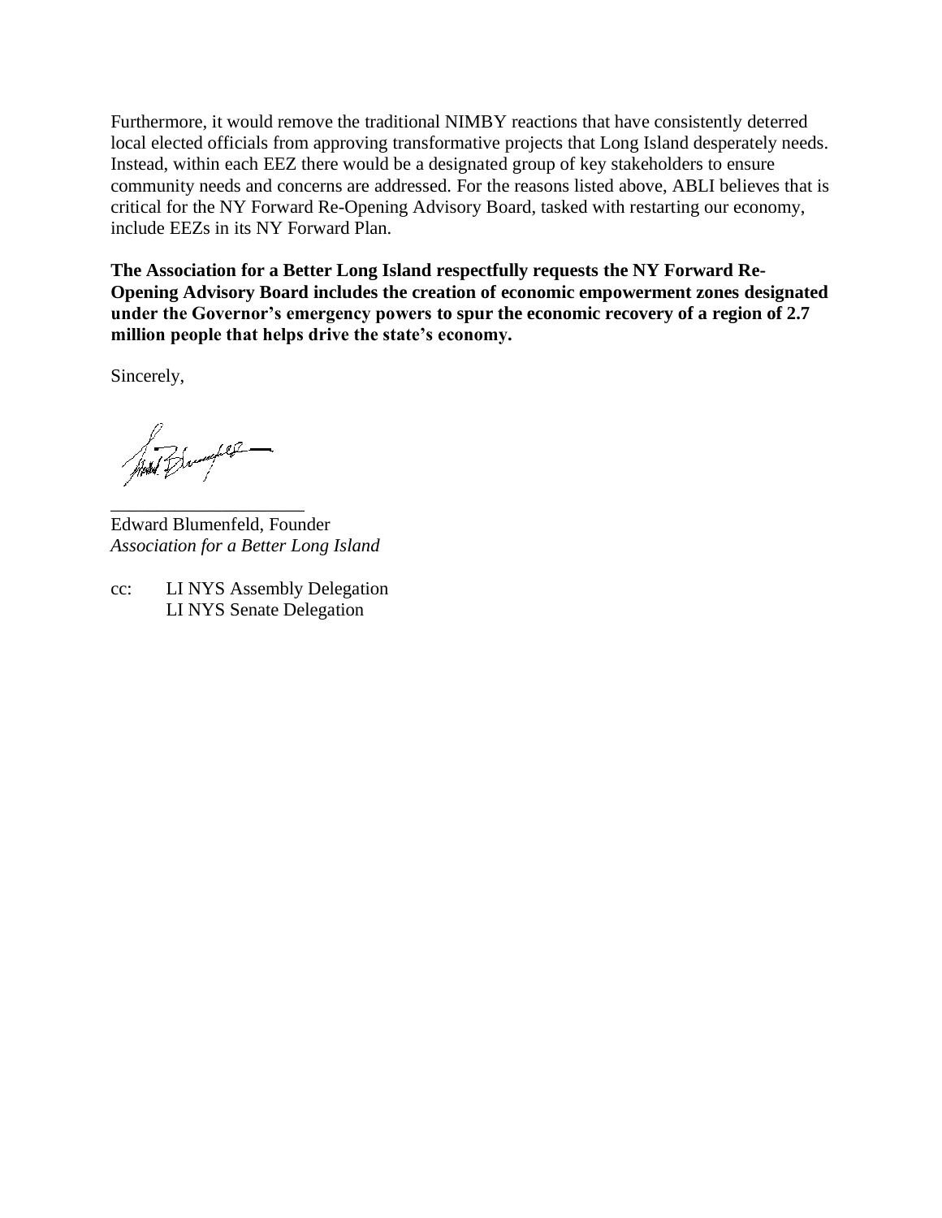Furthermore, it would remove the traditional NIMBY reactions that have consistently deterred local elected officials from approving transformative projects that Long Island desperately needs. Instead, within each EEZ there would be a designated group of key stakeholders to ensure community needs and concerns are addressed. For the reasons listed above, ABLI believes that is critical for the NY Forward Re-Opening Advisory Board, tasked with restarting our economy, include EEZs in its NY Forward Plan.

**The Association for a Better Long Island respectfully requests the NY Forward Re-Opening Advisory Board includes the creation of economic empowerment zones designated under the Governor's emergency powers to spur the economic recovery of a region of 2.7 million people that helps drive the state's economy.**

Sincerely,

\_\_\_\_\_\_\_\_\_\_\_\_\_\_\_\_\_\_\_\_\_\_

Edward Blumenfeld, Founder
*Association for a Better Long Island*

cc: LI NYS Assembly Delegation
LI NYS Senate Delegation